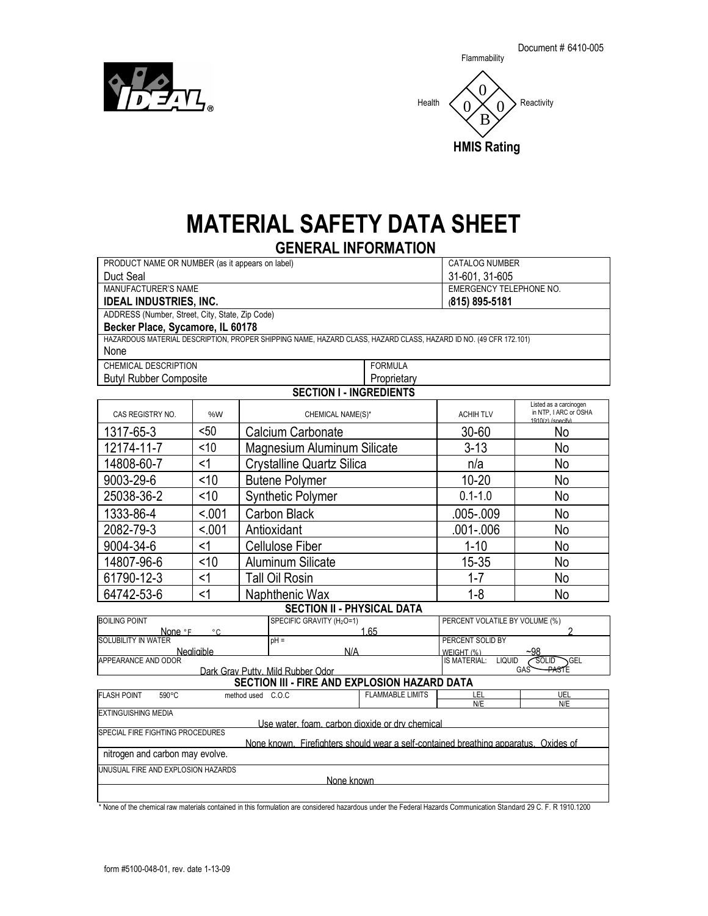Document # 6410-005

**HMIS Rating**

Flammability: 0
Health: 0
Reactivity: 0
B

# MATERIAL SAFETY DATA SHEET

## GENERAL INFORMATION

| | |
|---|---|
| PRODUCT NAME OR NUMBER (as it appears on label)<br>Duct Seal | CATALOG NUMBER<br>31-601, 31-605 |
| MANUFACTURER'S NAME<br>**IDEAL INDUSTRIES, INC.** | EMERGENCY TELEPHONE NO.<br>**(815) 895-5181** |
| ADDRESS (Number, Street, City, State, Zip Code)<br>**Becker Place, Sycamore, IL 60178** | |
| HAZARDOUS MATERIAL DESCRIPTION, PROPER SHIPPING NAME, HAZARD CLASS, HAZARD CLASS, HAZARD ID NO. (49 CFR 172.101)<br>None | |
| CHEMICAL DESCRIPTION<br>Butyl Rubber Composite | FORMULA<br>Proprietary |

### SECTION I - INGREDIENTS

| CAS REGISTRY NO. | %W | CHEMICAL NAME(S)* | ACHIH TLV | Listed as a carcinogen in NTP, I ARC or OSHA 1910(z) (specify) |
|---|---|---|---|---|
| 1317-65-3 | <50 | Calcium Carbonate | 30-60 | No |
| 12174-11-7 | <10 | Magnesium Aluminum Silicate | 3-13 | No |
| 14808-60-7 | <1 | Crystalline Quartz Silica | n/a | No |
| 9003-29-6 | <10 | Butene Polymer | 10-20 | No |
| 25038-36-2 | <10 | Synthetic Polymer | 0.1-1.0 | No |
| 1333-86-4 | <.001 | Carbon Black | .005-.009 | No |
| 2082-79-3 | <.001 | Antioxidant | .001-.006 | No |
| 9004-34-6 | <1 | Cellulose Fiber | 1-10 | No |
| 14807-96-6 | <10 | Aluminum Silicate | 15-35 | No |
| 61790-12-3 | <1 | Tall Oil Rosin | 1-7 | No |
| 64742-53-6 | <1 | Naphthenic Wax | 1-8 | No |

### SECTION II - PHYSICAL DATA

| | | |
|---|---|---|
| BOILING POINT<br>None °F °C | SPECIFIC GRAVITY ($H_2O$=1)<br>1.65 | PERCENT VOLATILE BY VOLUME (%)<br>2 |
| SOLUBILITY IN WATER<br>Negligible | pH =<br>N/A | PERCENT SOLID BY WEIGHT (%)<br>~98 |
| APPEARANCE AND ODOR<br>Dark Gray Putty, Mild Rubber Odor | | IS MATERIAL: LIQUID (SOLID) GEL GAS ~~PASTE~~ |

### SECTION III - FIRE AND EXPLOSION HAZARD DATA

| | | | | |
|---|---|---|---|---|
| FLASH POINT 590°C | method used C.O.C | FLAMMABLE LIMITS | LEL<br>N/E | UEL<br>N/E |

EXTINGUISHING MEDIA

Use water, foam, carbon dioxide or dry chemical

SPECIAL FIRE FIGHTING PROCEDURES

None known. Firefighters should wear a self-contained breathing apparatus. Oxides of nitrogen and carbon may evolve.

UNUSUAL FIRE AND EXPLOSION HAZARDS

None known

\* None of the chemical raw materials contained in this formulation are considered hazardous under the Federal Hazards Communication Standard 29 C. F. R 1910.1200

form #5100-048-01, rev. date 1-13-09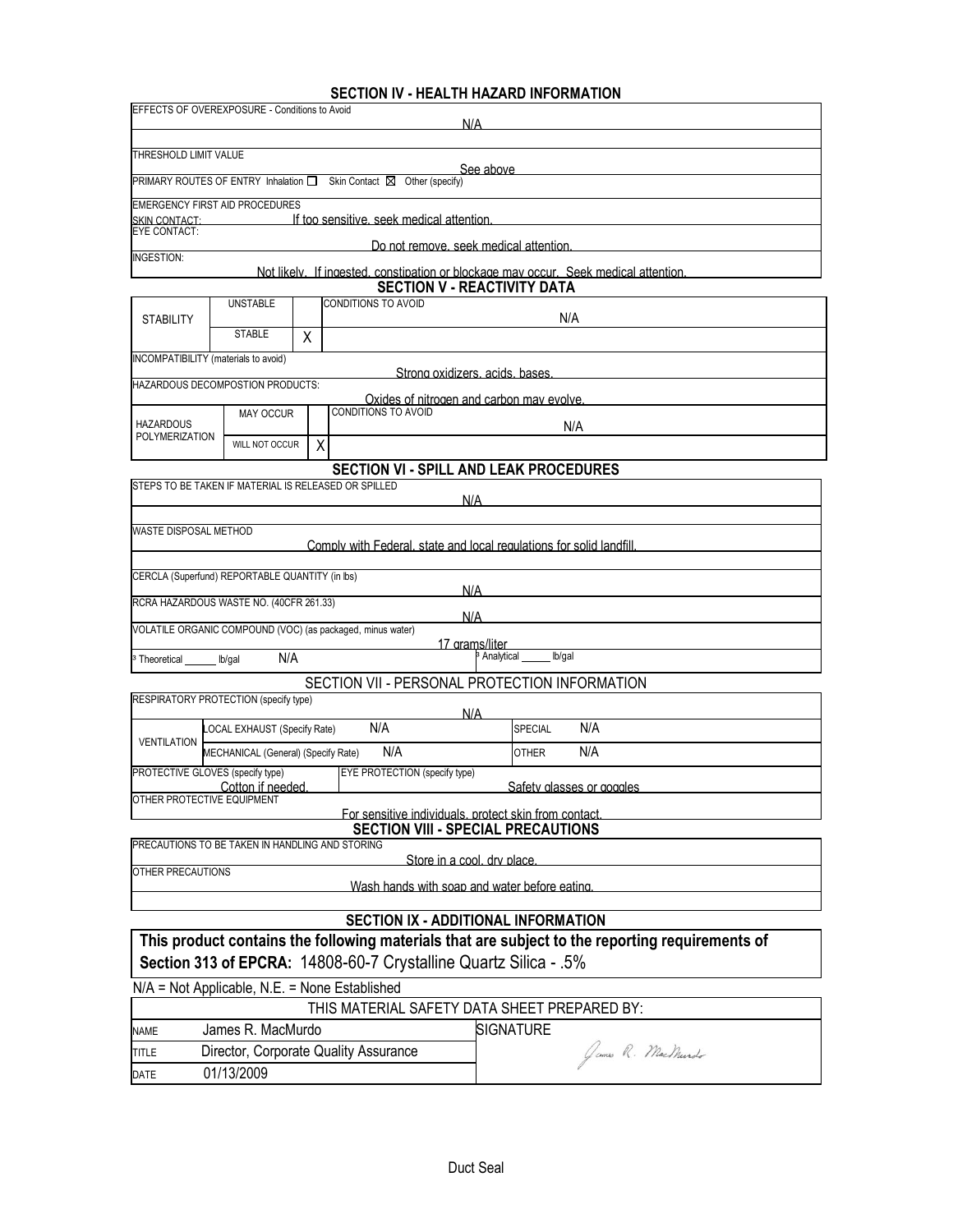## SECTION IV - HEALTH HAZARD INFORMATION

| | |
|---|---|
| EFFECTS OF OVEREXPOSURE - Conditions to Avoid | N/A |
| THRESHOLD LIMIT VALUE | See above |
| PRIMARY ROUTES OF ENTRY | Inhalation ☐ Skin Contact ☒ Other (specify) |
| EMERGENCY FIRST AID PROCEDURES | |
| SKIN CONTACT: | If too sensitive, seek medical attention. |
| EYE CONTACT: | Do not remove, seek medical attention. |
| INGESTION: | Not likely. If ingested, constipation or blockage may occur. Seek medical attention. |

## SECTION V - REACTIVITY DATA

| | | | |
|---|---|---|---|
| STABILITY | UNSTABLE | | CONDITIONS TO AVOID: N/A |
| | STABLE | X | |
| INCOMPATIBILITY (materials to avoid) | Strong oxidizers, acids, bases. | | |
| HAZARDOUS DECOMPOSTION PRODUCTS: | Oxides of nitrogen and carbon may evolve. | | |
| HAZARDOUS POLYMERIZATION | MAY OCCUR | | CONDITIONS TO AVOID: N/A |
| | WILL NOT OCCUR | X | |

## SECTION VI - SPILL AND LEAK PROCEDURES

| | |
|---|---|
| STEPS TO BE TAKEN IF MATERIAL IS RELEASED OR SPILLED | N/A |
| WASTE DISPOSAL METHOD | Comply with Federal, state and local regulations for solid landfill. |
| CERCLA (Superfund) REPORTABLE QUANTITY (in lbs) | N/A |
| RCRA HAZARDOUS WASTE NO. (40CFR 261.33) | N/A |
| VOLATILE ORGANIC COMPOUND (VOC) (as packaged, minus water) | 17 grams/liter |
| [3] Theoretical ______ lb/gal N/A | [3] Analytical ______ lb/gal |

## SECTION VII - PERSONAL PROTECTION INFORMATION

| | | | | |
|---|---|---|---|---|
| RESPIRATORY PROTECTION (specify type) | N/A | | | |
| VENTILATION | LOCAL EXHAUST (Specify Rate) | N/A | SPECIAL | N/A |
| | MECHANICAL (General) (Specify Rate) | N/A | OTHER | N/A |
| PROTECTIVE GLOVES (specify type) | Cotton if needed. | EYE PROTECTION (specify type) | Safety glasses or goggles | |
| OTHER PROTECTIVE EQUIPMENT | For sensitive individuals, protect skin from contact. | | | |

## SECTION VIII - SPECIAL PRECAUTIONS

| | |
|---|---|
| PRECAUTIONS TO BE TAKEN IN HANDLING AND STORING | Store in a cool, dry place. |
| OTHER PRECAUTIONS | Wash hands with soap and water before eating. |

## SECTION IX - ADDITIONAL INFORMATION

**This product contains the following materials that are subject to the reporting requirements of Section 313 of EPCRA:** 14808-60-7 Crystalline Quartz Silica - .5%

N/A = Not Applicable, N.E. = None Established

| THIS MATERIAL SAFETY DATA SHEET PREPARED BY: | | |
|---|---|---|
| NAME | James R. MacMurdo | SIGNATURE |
| TITLE | Director, Corporate Quality Assurance | James R. MacMurdo |
| DATE | 01/13/2009 | |

Duct Seal